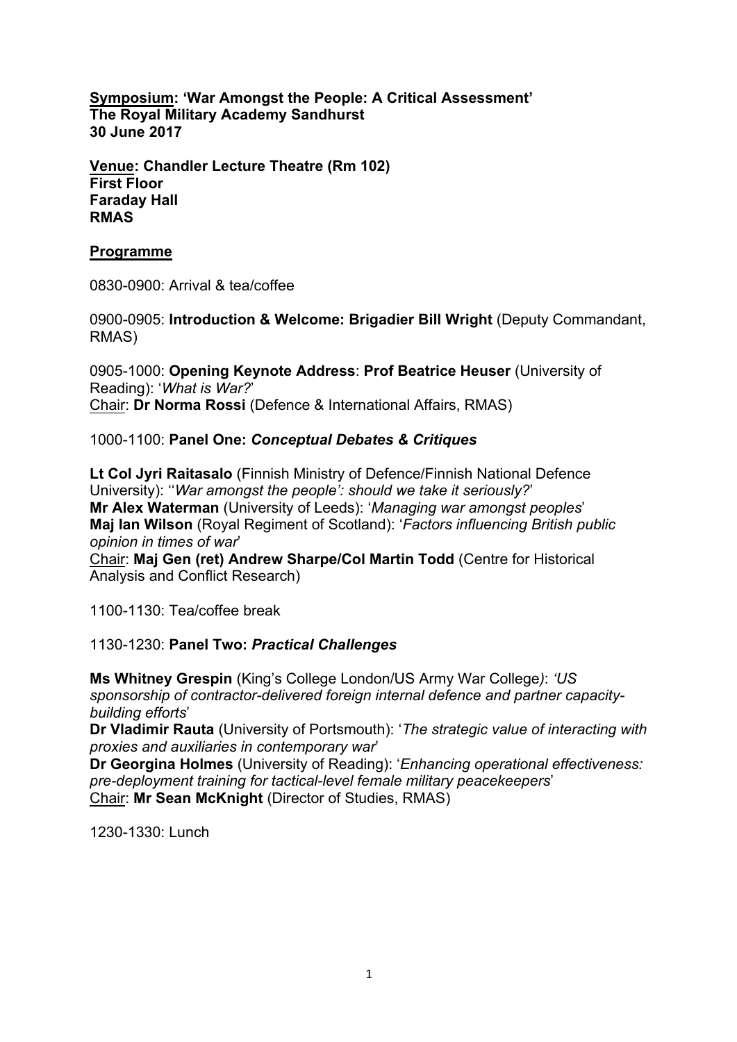**<u>Symposium</u>: 'War Amongst the People: A Critical Assessment'**
**The Royal Military Academy Sandhurst**
**30 June 2017**

**<u>Venue</u>: Chandler Lecture Theatre (Rm 102)**
**First Floor**
**Faraday Hall**
**RMAS**

## <u>Programme</u>

0830-0900: Arrival & tea/coffee

0900-0905: **Introduction & Welcome: Brigadier Bill Wright** (Deputy Commandant, RMAS)

0905-1000: **Opening Keynote Address**: **Prof Beatrice Heuser** (University of Reading): '*What is War?*'
<u>Chair</u>: **Dr Norma Rossi** (Defence & International Affairs, RMAS)

1000-1100: **Panel One:** ***Conceptual Debates & Critiques***

**Lt Col Jyri Raitasalo** (Finnish Ministry of Defence/Finnish National Defence University): ''*War amongst the people': should we take it seriously?*'
**Mr Alex Waterman** (University of Leeds): '*Managing war amongst peoples*'
**Maj Ian Wilson** (Royal Regiment of Scotland): '*Factors influencing British public opinion in times of war*'
<u>Chair</u>: **Maj Gen (ret) Andrew Sharpe/Col Martin Todd** (Centre for Historical Analysis and Conflict Research)

1100-1130: Tea/coffee break

1130-1230: **Panel Two:** ***Practical Challenges***

**Ms Whitney Grespin** (King's College London/US Army War College): *'US sponsorship of contractor-delivered foreign internal defence and partner capacity-building efforts*'
**Dr Vladimir Rauta** (University of Portsmouth): '*The strategic value of interacting with proxies and auxiliaries in contemporary war*'
**Dr Georgina Holmes** (University of Reading): '*Enhancing operational effectiveness: pre-deployment training for tactical-level female military peacekeepers*'
<u>Chair</u>: **Mr Sean McKnight** (Director of Studies, RMAS)

1230-1330: Lunch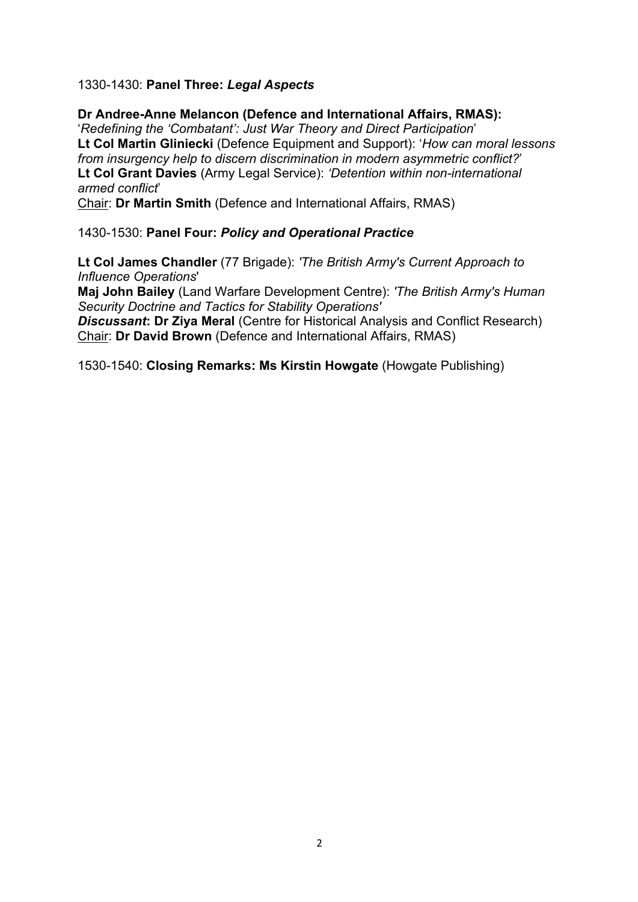1330-1430: **Panel Three: *Legal Aspects***

**Dr Andree-Anne Melancon (Defence and International Affairs, RMAS):**
'*Redefining the 'Combatant': Just War Theory and Direct Participation*'
**Lt Col Martin Gliniecki** (Defence Equipment and Support): '*How can moral lessons from insurgency help to discern discrimination in modern asymmetric conflict?*'
**Lt Col Grant Davies** (Army Legal Service): *'Detention within non-international armed conflict*'
Chair: **Dr Martin Smith** (Defence and International Affairs, RMAS)

1430-1530: **Panel Four: *Policy and Operational Practice***

**Lt Col James Chandler** (77 Brigade): *'The British Army's Current Approach to Influence Operations*'
**Maj John Bailey** (Land Warfare Development Centre): *'The British Army's Human Security Doctrine and Tactics for Stability Operations'*
***Discussant*: Dr Ziya Meral** (Centre for Historical Analysis and Conflict Research)
Chair: **Dr David Brown** (Defence and International Affairs, RMAS)

1530-1540: **Closing Remarks: Ms Kirstin Howgate** (Howgate Publishing)